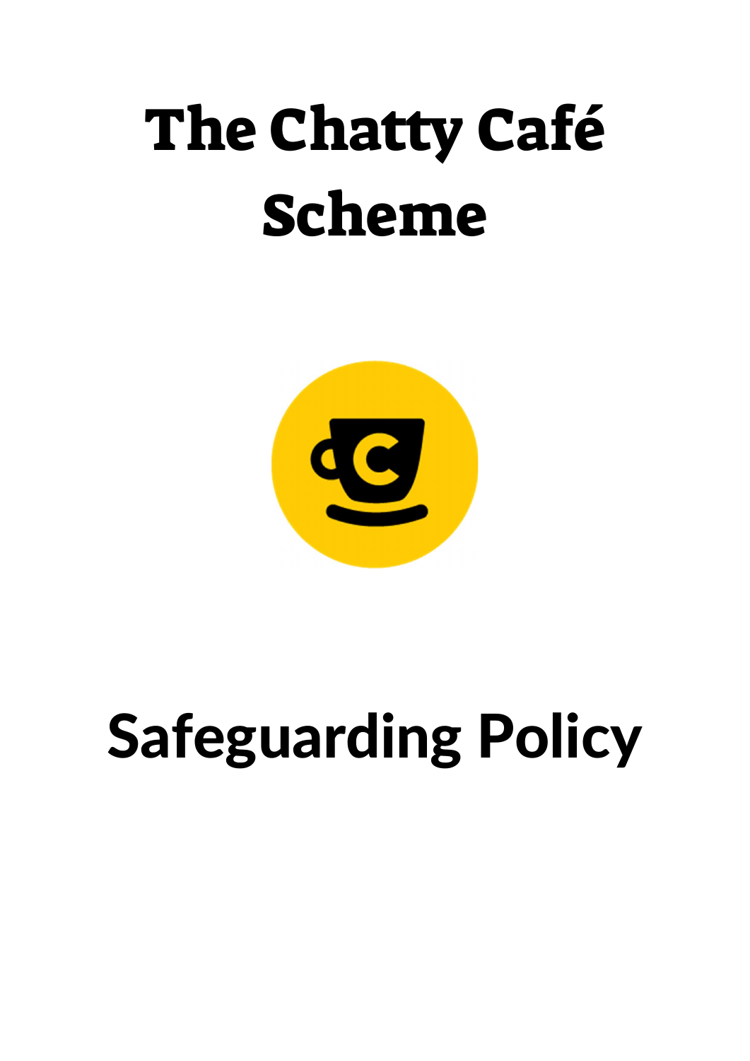# The Chatty Café Scheme

# Safeguarding Policy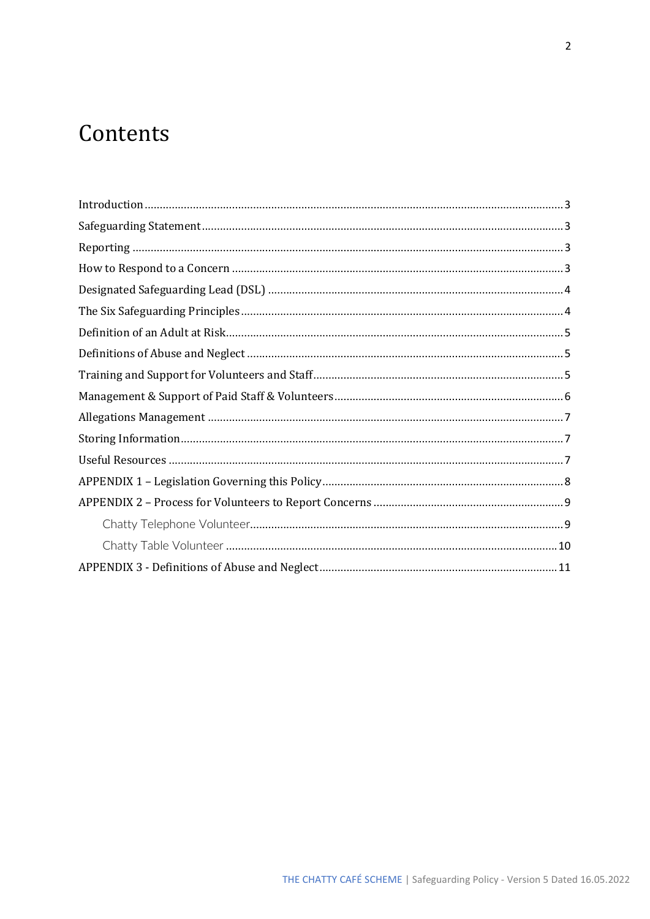# Contents

Introduction ........................................................................................................................ 3
Safeguarding Statement ...................................................................................................... 3
Reporting ............................................................................................................................ 3
How to Respond to a Concern ............................................................................................ 3
Designated Safeguarding Lead (DSL) ................................................................................ 4
The Six Safeguarding Principles ......................................................................................... 4
Definition of an Adult at Risk .............................................................................................. 5
Definitions of Abuse and Neglect ....................................................................................... 5
Training and Support for Volunteers and Staff .................................................................. 5
Management & Support of Paid Staff & Volunteers .......................................................... 6
Allegations Management .................................................................................................... 7
Storing Information ............................................................................................................. 7
Useful Resources ................................................................................................................. 7
APPENDIX 1 – Legislation Governing this Policy ............................................................... 8
APPENDIX 2 – Process for Volunteers to Report Concerns .............................................. 9
    Chatty Telephone Volunteer ........................................................................................ 9
    Chatty Table Volunteer ............................................................................................... 10
APPENDIX 3 - Definitions of Abuse and Neglect ............................................................. 11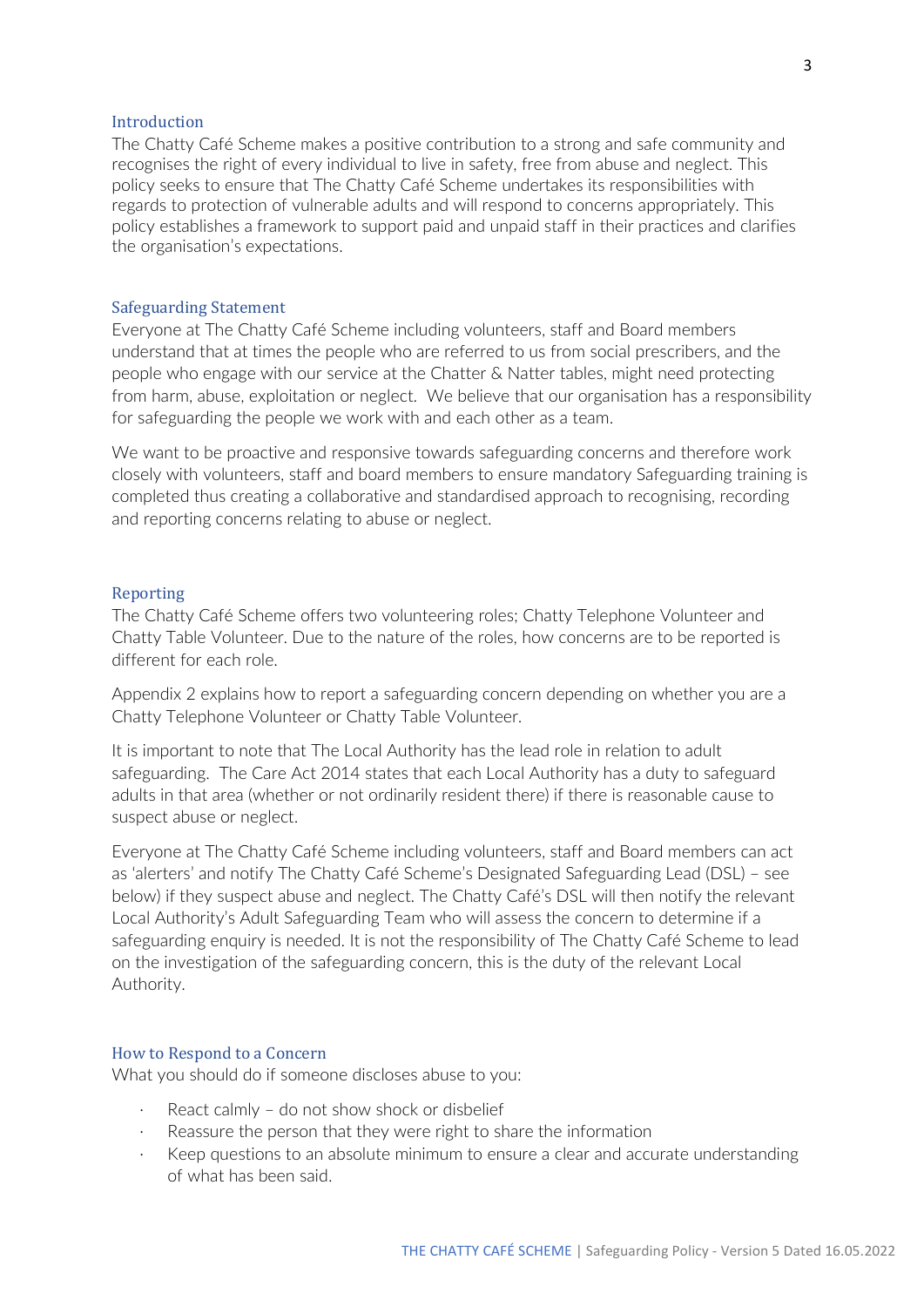## Introduction

The Chatty Café Scheme makes a positive contribution to a strong and safe community and recognises the right of every individual to live in safety, free from abuse and neglect. This policy seeks to ensure that The Chatty Café Scheme undertakes its responsibilities with regards to protection of vulnerable adults and will respond to concerns appropriately. This policy establishes a framework to support paid and unpaid staff in their practices and clarifies the organisation's expectations.

## Safeguarding Statement

Everyone at The Chatty Café Scheme including volunteers, staff and Board members understand that at times the people who are referred to us from social prescribers, and the people who engage with our service at the Chatter & Natter tables, might need protecting from harm, abuse, exploitation or neglect. We believe that our organisation has a responsibility for safeguarding the people we work with and each other as a team.

We want to be proactive and responsive towards safeguarding concerns and therefore work closely with volunteers, staff and board members to ensure mandatory Safeguarding training is completed thus creating a collaborative and standardised approach to recognising, recording and reporting concerns relating to abuse or neglect.

## Reporting

The Chatty Café Scheme offers two volunteering roles; Chatty Telephone Volunteer and Chatty Table Volunteer. Due to the nature of the roles, how concerns are to be reported is different for each role.

Appendix 2 explains how to report a safeguarding concern depending on whether you are a Chatty Telephone Volunteer or Chatty Table Volunteer.

It is important to note that The Local Authority has the lead role in relation to adult safeguarding. The Care Act 2014 states that each Local Authority has a duty to safeguard adults in that area (whether or not ordinarily resident there) if there is reasonable cause to suspect abuse or neglect.

Everyone at The Chatty Café Scheme including volunteers, staff and Board members can act as 'alerters' and notify The Chatty Café Scheme's Designated Safeguarding Lead (DSL) – see below) if they suspect abuse and neglect. The Chatty Café's DSL will then notify the relevant Local Authority's Adult Safeguarding Team who will assess the concern to determine if a safeguarding enquiry is needed. It is not the responsibility of The Chatty Café Scheme to lead on the investigation of the safeguarding concern, this is the duty of the relevant Local Authority.

## How to Respond to a Concern

What you should do if someone discloses abuse to you:

- React calmly – do not show shock or disbelief
- Reassure the person that they were right to share the information
- Keep questions to an absolute minimum to ensure a clear and accurate understanding of what has been said.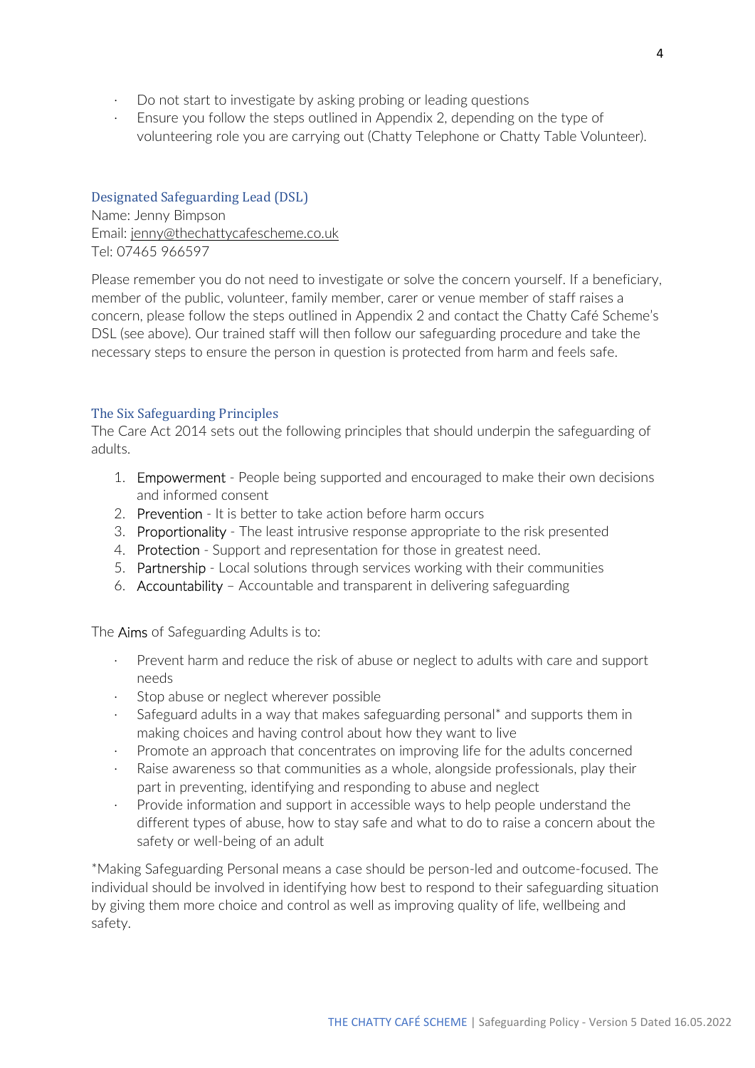- Do not start to investigate by asking probing or leading questions
- Ensure you follow the steps outlined in Appendix 2, depending on the type of volunteering role you are carrying out (Chatty Telephone or Chatty Table Volunteer).

### Designated Safeguarding Lead (DSL)

Name: Jenny Bimpson
Email: jenny@thechattycafescheme.co.uk
Tel: 07465 966597

Please remember you do not need to investigate or solve the concern yourself. If a beneficiary, member of the public, volunteer, family member, carer or venue member of staff raises a concern, please follow the steps outlined in Appendix 2 and contact the Chatty Café Scheme's DSL (see above). Our trained staff will then follow our safeguarding procedure and take the necessary steps to ensure the person in question is protected from harm and feels safe.

### The Six Safeguarding Principles

The Care Act 2014 sets out the following principles that should underpin the safeguarding of adults.

1. Empowerment - People being supported and encouraged to make their own decisions and informed consent
2. Prevention - It is better to take action before harm occurs
3. Proportionality - The least intrusive response appropriate to the risk presented
4. Protection - Support and representation for those in greatest need.
5. Partnership - Local solutions through services working with their communities
6. Accountability – Accountable and transparent in delivering safeguarding

The Aims of Safeguarding Adults is to:

- Prevent harm and reduce the risk of abuse or neglect to adults with care and support needs
- Stop abuse or neglect wherever possible
- Safeguard adults in a way that makes safeguarding personal* and supports them in making choices and having control about how they want to live
- Promote an approach that concentrates on improving life for the adults concerned
- Raise awareness so that communities as a whole, alongside professionals, play their part in preventing, identifying and responding to abuse and neglect
- Provide information and support in accessible ways to help people understand the different types of abuse, how to stay safe and what to do to raise a concern about the safety or well-being of an adult

*Making Safeguarding Personal means a case should be person-led and outcome-focused. The individual should be involved in identifying how best to respond to their safeguarding situation by giving them more choice and control as well as improving quality of life, wellbeing and safety.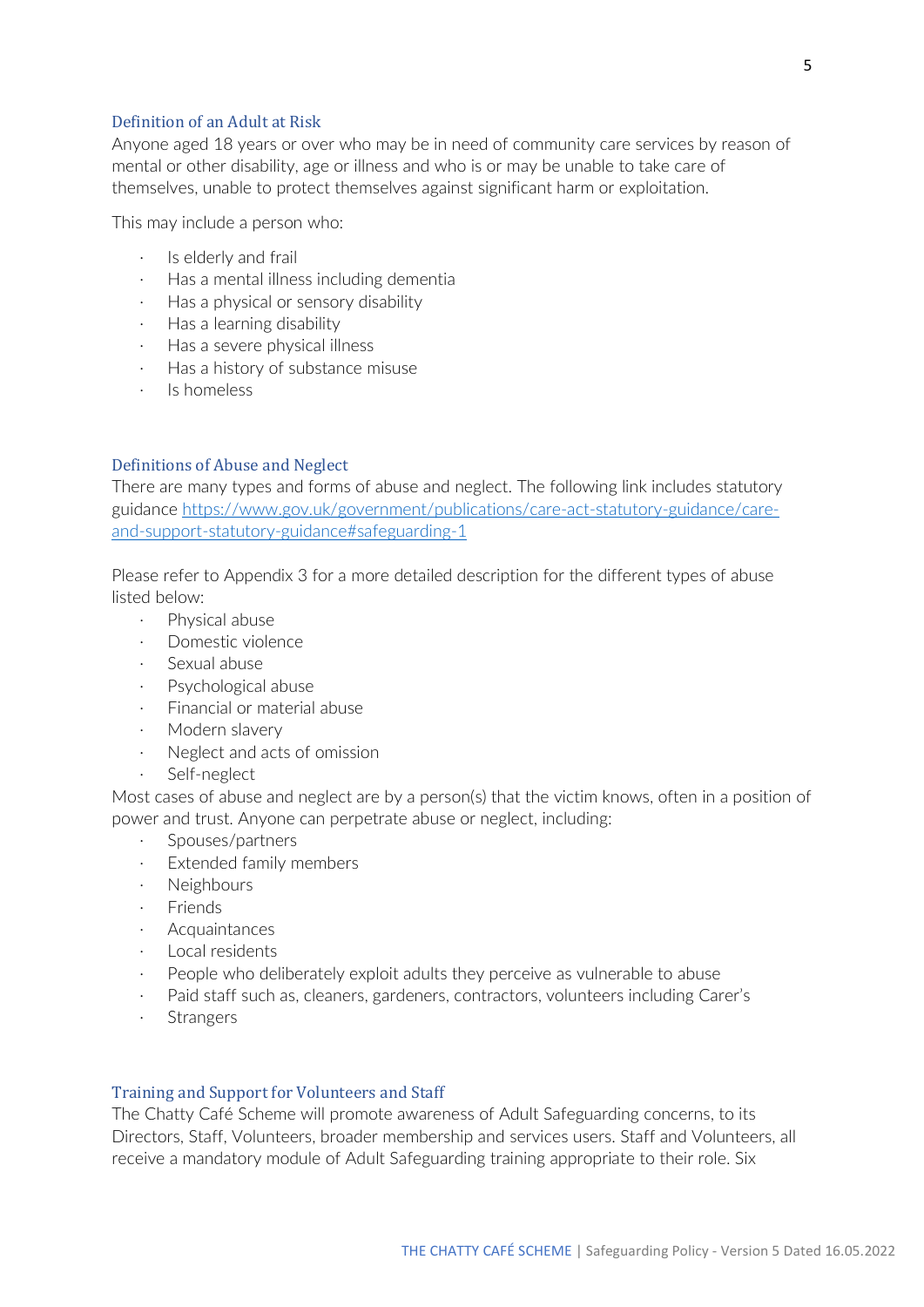### Definition of an Adult at Risk

Anyone aged 18 years or over who may be in need of community care services by reason of mental or other disability, age or illness and who is or may be unable to take care of themselves, unable to protect themselves against significant harm or exploitation.

This may include a person who:

- Is elderly and frail
- Has a mental illness including dementia
- Has a physical or sensory disability
- Has a learning disability
- Has a severe physical illness
- Has a history of substance misuse
- Is homeless

### Definitions of Abuse and Neglect

There are many types and forms of abuse and neglect. The following link includes statutory guidance [https://www.gov.uk/government/publications/care-act-statutory-guidance/care-and-support-statutory-guidance#safeguarding-1](https://www.gov.uk/government/publications/care-act-statutory-guidance/care-and-support-statutory-guidance#safeguarding-1)

Please refer to Appendix 3 for a more detailed description for the different types of abuse listed below:

- Physical abuse
- Domestic violence
- Sexual abuse
- Psychological abuse
- Financial or material abuse
- Modern slavery
- Neglect and acts of omission
- Self-neglect

Most cases of abuse and neglect are by a person(s) that the victim knows, often in a position of power and trust. Anyone can perpetrate abuse or neglect, including:

- Spouses/partners
- Extended family members
- Neighbours
- Friends
- Acquaintances
- Local residents
- People who deliberately exploit adults they perceive as vulnerable to abuse
- Paid staff such as, cleaners, gardeners, contractors, volunteers including Carer's
- Strangers

### Training and Support for Volunteers and Staff

The Chatty Café Scheme will promote awareness of Adult Safeguarding concerns, to its Directors, Staff, Volunteers, broader membership and services users. Staff and Volunteers, all receive a mandatory module of Adult Safeguarding training appropriate to their role. Six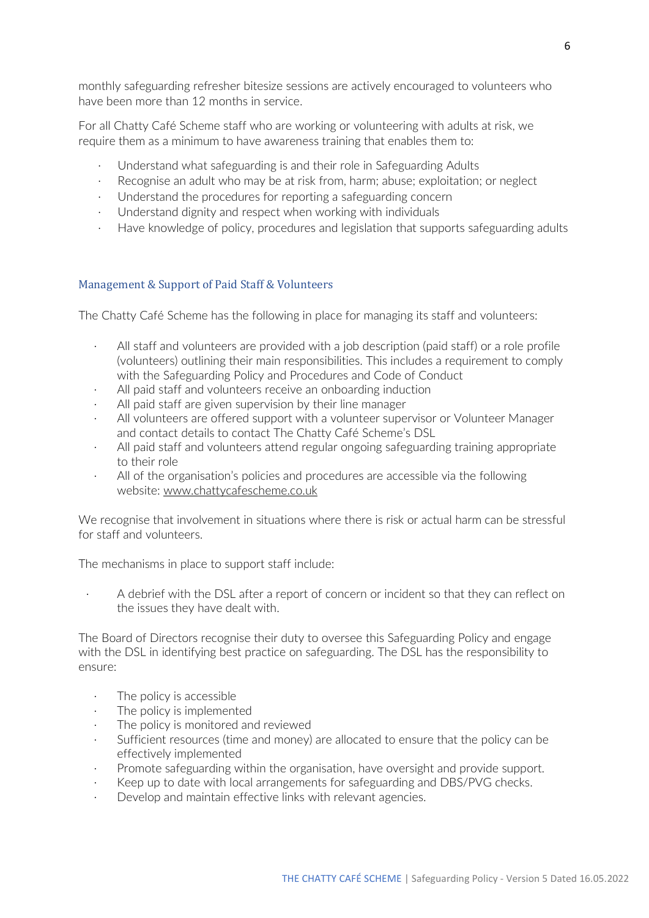monthly safeguarding refresher bitesize sessions are actively encouraged to volunteers who have been more than 12 months in service.

For all Chatty Café Scheme staff who are working or volunteering with adults at risk, we require them as a minimum to have awareness training that enables them to:

- Understand what safeguarding is and their role in Safeguarding Adults
- Recognise an adult who may be at risk from, harm; abuse; exploitation; or neglect
- Understand the procedures for reporting a safeguarding concern
- Understand dignity and respect when working with individuals
- Have knowledge of policy, procedures and legislation that supports safeguarding adults

## Management & Support of Paid Staff & Volunteers

The Chatty Café Scheme has the following in place for managing its staff and volunteers:

- All staff and volunteers are provided with a job description (paid staff) or a role profile (volunteers) outlining their main responsibilities. This includes a requirement to comply with the Safeguarding Policy and Procedures and Code of Conduct
- All paid staff and volunteers receive an onboarding induction
- All paid staff are given supervision by their line manager
- All volunteers are offered support with a volunteer supervisor or Volunteer Manager and contact details to contact The Chatty Café Scheme's DSL
- All paid staff and volunteers attend regular ongoing safeguarding training appropriate to their role
- All of the organisation's policies and procedures are accessible via the following website: www.chattycafescheme.co.uk

We recognise that involvement in situations where there is risk or actual harm can be stressful for staff and volunteers.

The mechanisms in place to support staff include:

- A debrief with the DSL after a report of concern or incident so that they can reflect on the issues they have dealt with.

The Board of Directors recognise their duty to oversee this Safeguarding Policy and engage with the DSL in identifying best practice on safeguarding. The DSL has the responsibility to ensure:

- The policy is accessible
- The policy is implemented
- The policy is monitored and reviewed
- Sufficient resources (time and money) are allocated to ensure that the policy can be effectively implemented
- Promote safeguarding within the organisation, have oversight and provide support.
- Keep up to date with local arrangements for safeguarding and DBS/PVG checks.
- Develop and maintain effective links with relevant agencies.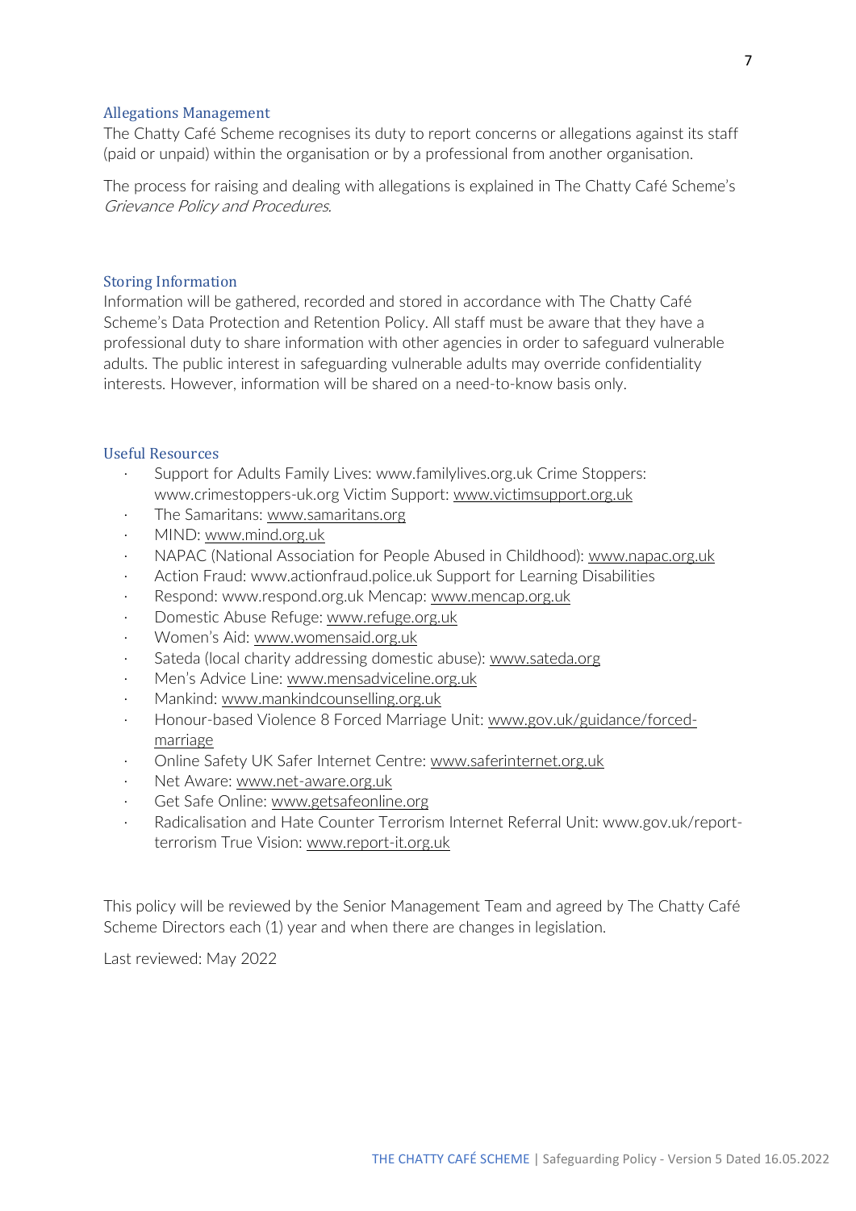### Allegations Management

The Chatty Café Scheme recognises its duty to report concerns or allegations against its staff (paid or unpaid) within the organisation or by a professional from another organisation.

The process for raising and dealing with allegations is explained in The Chatty Café Scheme's *Grievance Policy and Procedures*.

### Storing Information

Information will be gathered, recorded and stored in accordance with The Chatty Café Scheme's Data Protection and Retention Policy. All staff must be aware that they have a professional duty to share information with other agencies in order to safeguard vulnerable adults. The public interest in safeguarding vulnerable adults may override confidentiality interests. However, information will be shared on a need-to-know basis only.

### Useful Resources

- Support for Adults Family Lives: www.familylives.org.uk Crime Stoppers: www.crimestoppers-uk.org Victim Support: www.victimsupport.org.uk
- The Samaritans: www.samaritans.org
- MIND: www.mind.org.uk
- NAPAC (National Association for People Abused in Childhood): www.napac.org.uk
- Action Fraud: www.actionfraud.police.uk Support for Learning Disabilities
- Respond: www.respond.org.uk Mencap: www.mencap.org.uk
- Domestic Abuse Refuge: www.refuge.org.uk
- Women's Aid: www.womensaid.org.uk
- Sateda (local charity addressing domestic abuse): www.sateda.org
- Men's Advice Line: www.mensadviceline.org.uk
- Mankind: www.mankindcounselling.org.uk
- Honour-based Violence 8 Forced Marriage Unit: www.gov.uk/guidance/forced-marriage
- Online Safety UK Safer Internet Centre: www.saferinternet.org.uk
- Net Aware: www.net-aware.org.uk
- Get Safe Online: www.getsafeonline.org
- Radicalisation and Hate Counter Terrorism Internet Referral Unit: www.gov.uk/report-terrorism True Vision: www.report-it.org.uk

This policy will be reviewed by the Senior Management Team and agreed by The Chatty Café Scheme Directors each (1) year and when there are changes in legislation.

Last reviewed: May 2022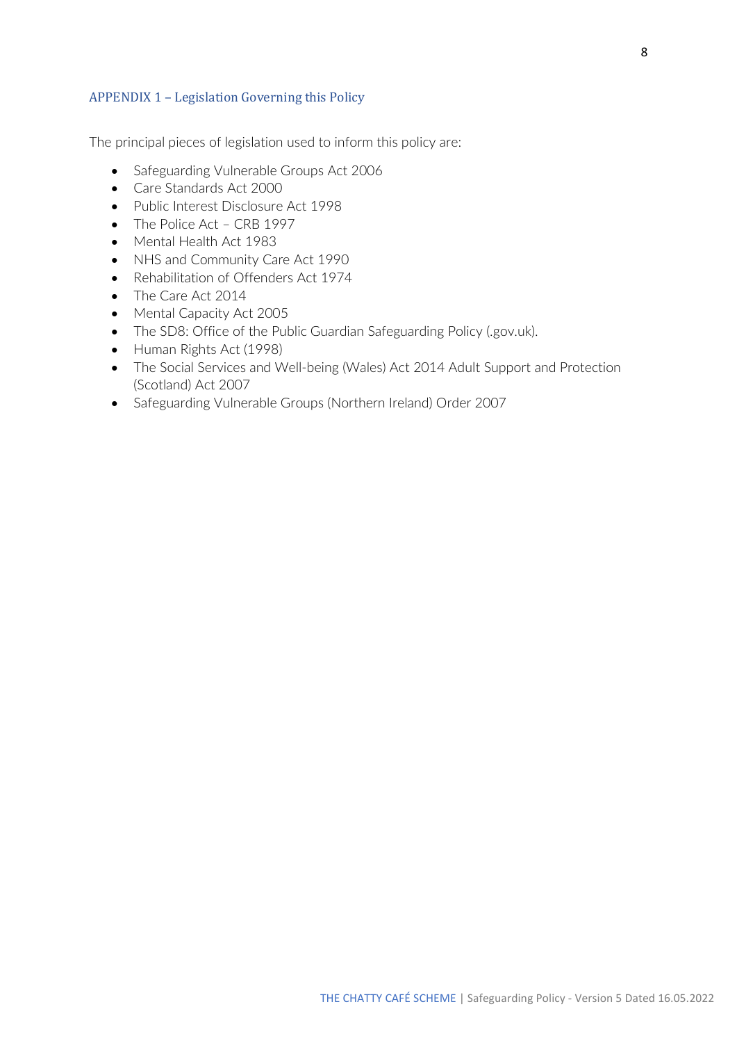## APPENDIX 1 – Legislation Governing this Policy

The principal pieces of legislation used to inform this policy are:

- Safeguarding Vulnerable Groups Act 2006
- Care Standards Act 2000
- Public Interest Disclosure Act 1998
- The Police Act – CRB 1997
- Mental Health Act 1983
- NHS and Community Care Act 1990
- Rehabilitation of Offenders Act 1974
- The Care Act 2014
- Mental Capacity Act 2005
- The SD8: Office of the Public Guardian Safeguarding Policy (.gov.uk).
- Human Rights Act (1998)
- The Social Services and Well-being (Wales) Act 2014 Adult Support and Protection (Scotland) Act 2007
- Safeguarding Vulnerable Groups (Northern Ireland) Order 2007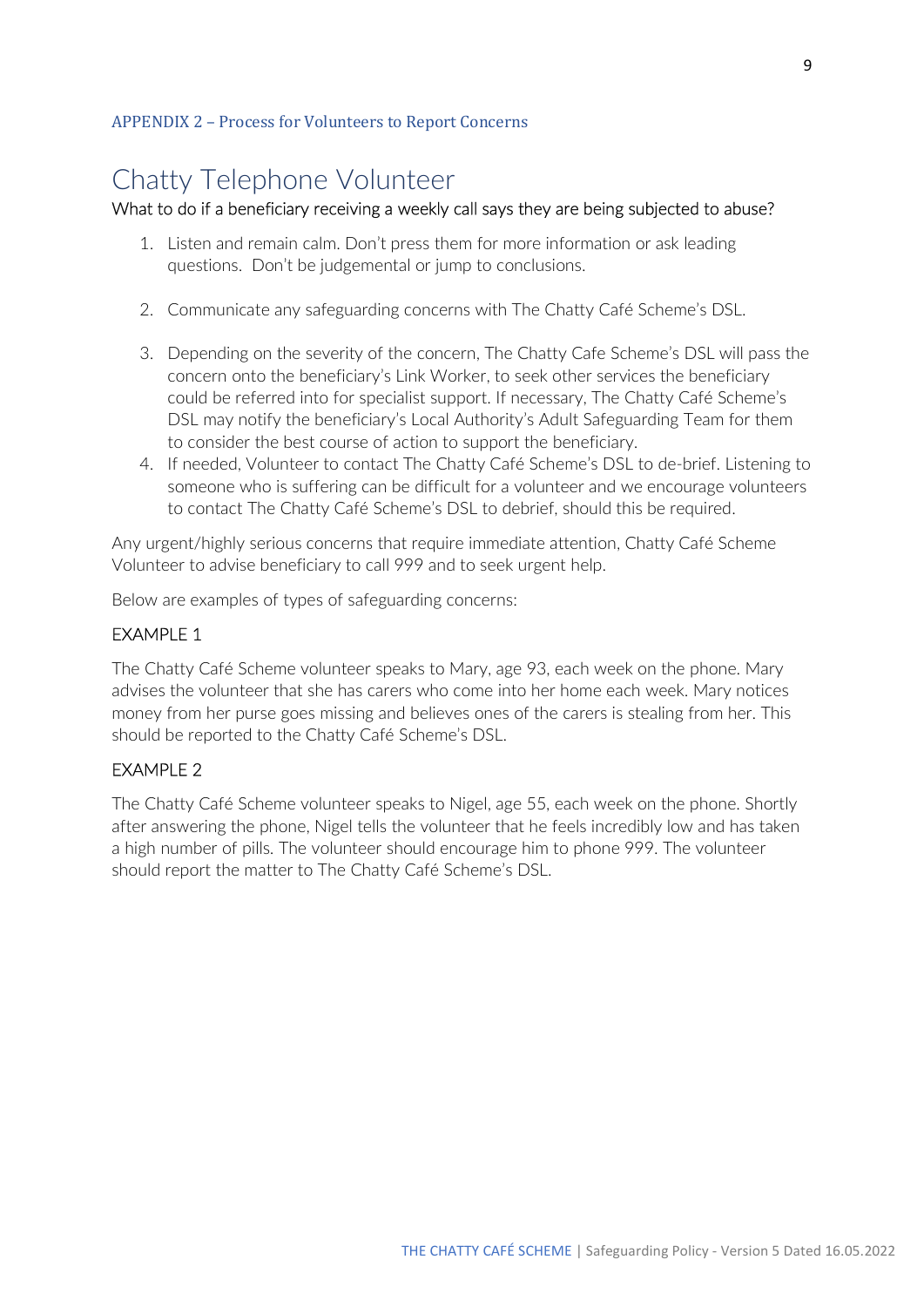### APPENDIX 2 – Process for Volunteers to Report Concerns

# Chatty Telephone Volunteer

What to do if a beneficiary receiving a weekly call says they are being subjected to abuse?

1. Listen and remain calm. Don't press them for more information or ask leading questions. Don't be judgemental or jump to conclusions.

2. Communicate any safeguarding concerns with The Chatty Café Scheme's DSL.

3. Depending on the severity of the concern, The Chatty Cafe Scheme's DSL will pass the concern onto the beneficiary's Link Worker, to seek other services the beneficiary could be referred into for specialist support. If necessary, The Chatty Café Scheme's DSL may notify the beneficiary's Local Authority's Adult Safeguarding Team for them to consider the best course of action to support the beneficiary.
4. If needed, Volunteer to contact The Chatty Café Scheme's DSL to de-brief. Listening to someone who is suffering can be difficult for a volunteer and we encourage volunteers to contact The Chatty Café Scheme's DSL to debrief, should this be required.

Any urgent/highly serious concerns that require immediate attention, Chatty Café Scheme Volunteer to advise beneficiary to call 999 and to seek urgent help.

Below are examples of types of safeguarding concerns:

EXAMPLE 1

The Chatty Café Scheme volunteer speaks to Mary, age 93, each week on the phone. Mary advises the volunteer that she has carers who come into her home each week. Mary notices money from her purse goes missing and believes ones of the carers is stealing from her. This should be reported to the Chatty Café Scheme's DSL.

EXAMPLE 2

The Chatty Café Scheme volunteer speaks to Nigel, age 55, each week on the phone. Shortly after answering the phone, Nigel tells the volunteer that he feels incredibly low and has taken a high number of pills. The volunteer should encourage him to phone 999. The volunteer should report the matter to The Chatty Café Scheme's DSL.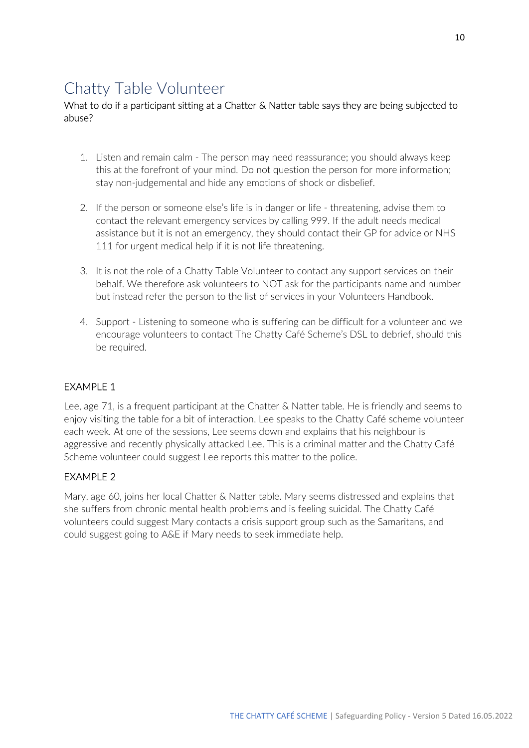# Chatty Table Volunteer

What to do if a participant sitting at a Chatter & Natter table says they are being subjected to abuse?

1. Listen and remain calm - The person may need reassurance; you should always keep this at the forefront of your mind. Do not question the person for more information; stay non-judgemental and hide any emotions of shock or disbelief.

2. If the person or someone else's life is in danger or life - threatening, advise them to contact the relevant emergency services by calling 999. If the adult needs medical assistance but it is not an emergency, they should contact their GP for advice or NHS 111 for urgent medical help if it is not life threatening.

3. It is not the role of a Chatty Table Volunteer to contact any support services on their behalf. We therefore ask volunteers to NOT ask for the participants name and number but instead refer the person to the list of services in your Volunteers Handbook.

4. Support - Listening to someone who is suffering can be difficult for a volunteer and we encourage volunteers to contact The Chatty Café Scheme's DSL to debrief, should this be required.

EXAMPLE 1

Lee, age 71, is a frequent participant at the Chatter & Natter table. He is friendly and seems to enjoy visiting the table for a bit of interaction. Lee speaks to the Chatty Café scheme volunteer each week. At one of the sessions, Lee seems down and explains that his neighbour is aggressive and recently physically attacked Lee. This is a criminal matter and the Chatty Café Scheme volunteer could suggest Lee reports this matter to the police.

EXAMPLE 2

Mary, age 60, joins her local Chatter & Natter table. Mary seems distressed and explains that she suffers from chronic mental health problems and is feeling suicidal. The Chatty Café volunteers could suggest Mary contacts a crisis support group such as the Samaritans, and could suggest going to A&E if Mary needs to seek immediate help.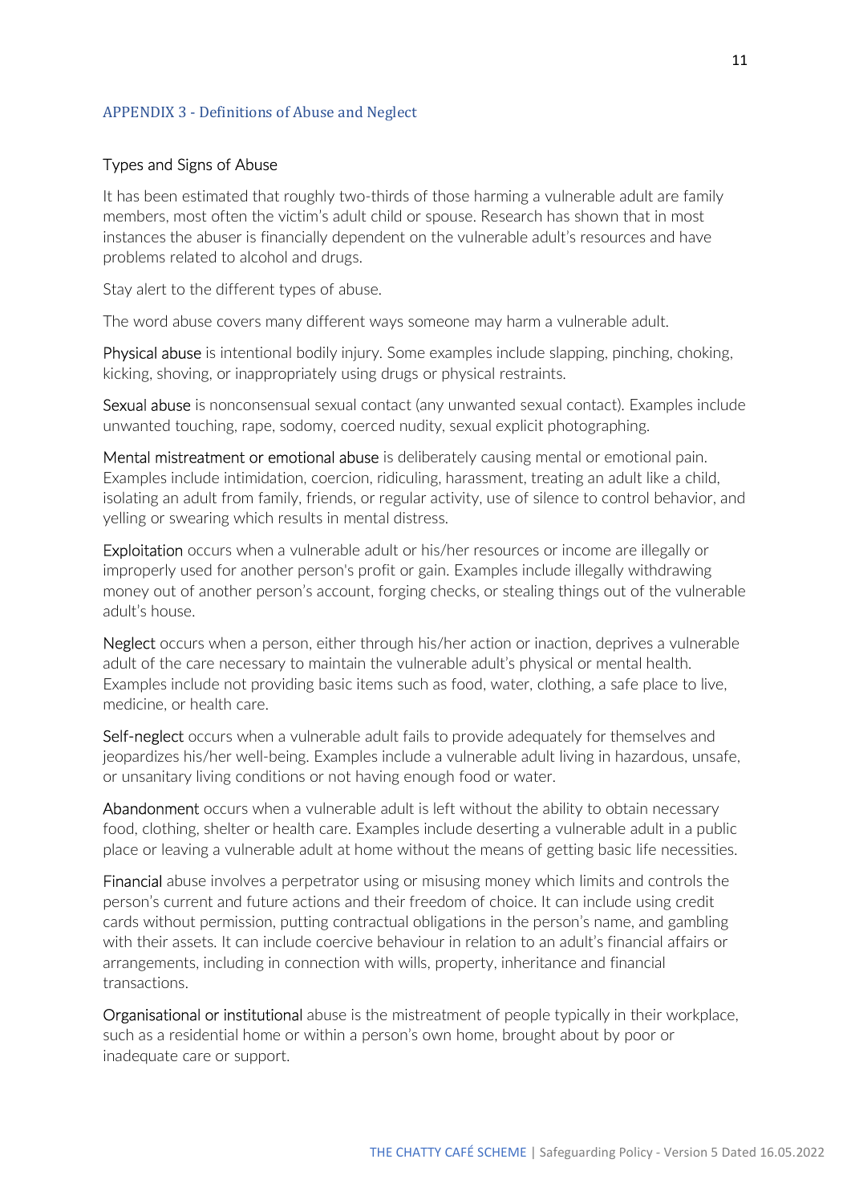## APPENDIX 3 - Definitions of Abuse and Neglect

### Types and Signs of Abuse

It has been estimated that roughly two-thirds of those harming a vulnerable adult are family members, most often the victim's adult child or spouse. Research has shown that in most instances the abuser is financially dependent on the vulnerable adult's resources and have problems related to alcohol and drugs.

Stay alert to the different types of abuse.

The word abuse covers many different ways someone may harm a vulnerable adult.

Physical abuse is intentional bodily injury. Some examples include slapping, pinching, choking, kicking, shoving, or inappropriately using drugs or physical restraints.

Sexual abuse is nonconsensual sexual contact (any unwanted sexual contact). Examples include unwanted touching, rape, sodomy, coerced nudity, sexual explicit photographing.

Mental mistreatment or emotional abuse is deliberately causing mental or emotional pain. Examples include intimidation, coercion, ridiculing, harassment, treating an adult like a child, isolating an adult from family, friends, or regular activity, use of silence to control behavior, and yelling or swearing which results in mental distress.

Exploitation occurs when a vulnerable adult or his/her resources or income are illegally or improperly used for another person's profit or gain. Examples include illegally withdrawing money out of another person's account, forging checks, or stealing things out of the vulnerable adult's house.

Neglect occurs when a person, either through his/her action or inaction, deprives a vulnerable adult of the care necessary to maintain the vulnerable adult's physical or mental health. Examples include not providing basic items such as food, water, clothing, a safe place to live, medicine, or health care.

Self-neglect occurs when a vulnerable adult fails to provide adequately for themselves and jeopardizes his/her well-being. Examples include a vulnerable adult living in hazardous, unsafe, or unsanitary living conditions or not having enough food or water.

Abandonment occurs when a vulnerable adult is left without the ability to obtain necessary food, clothing, shelter or health care. Examples include deserting a vulnerable adult in a public place or leaving a vulnerable adult at home without the means of getting basic life necessities.

Financial abuse involves a perpetrator using or misusing money which limits and controls the person's current and future actions and their freedom of choice. It can include using credit cards without permission, putting contractual obligations in the person's name, and gambling with their assets. It can include coercive behaviour in relation to an adult's financial affairs or arrangements, including in connection with wills, property, inheritance and financial transactions.

Organisational or institutional abuse is the mistreatment of people typically in their workplace, such as a residential home or within a person's own home, brought about by poor or inadequate care or support.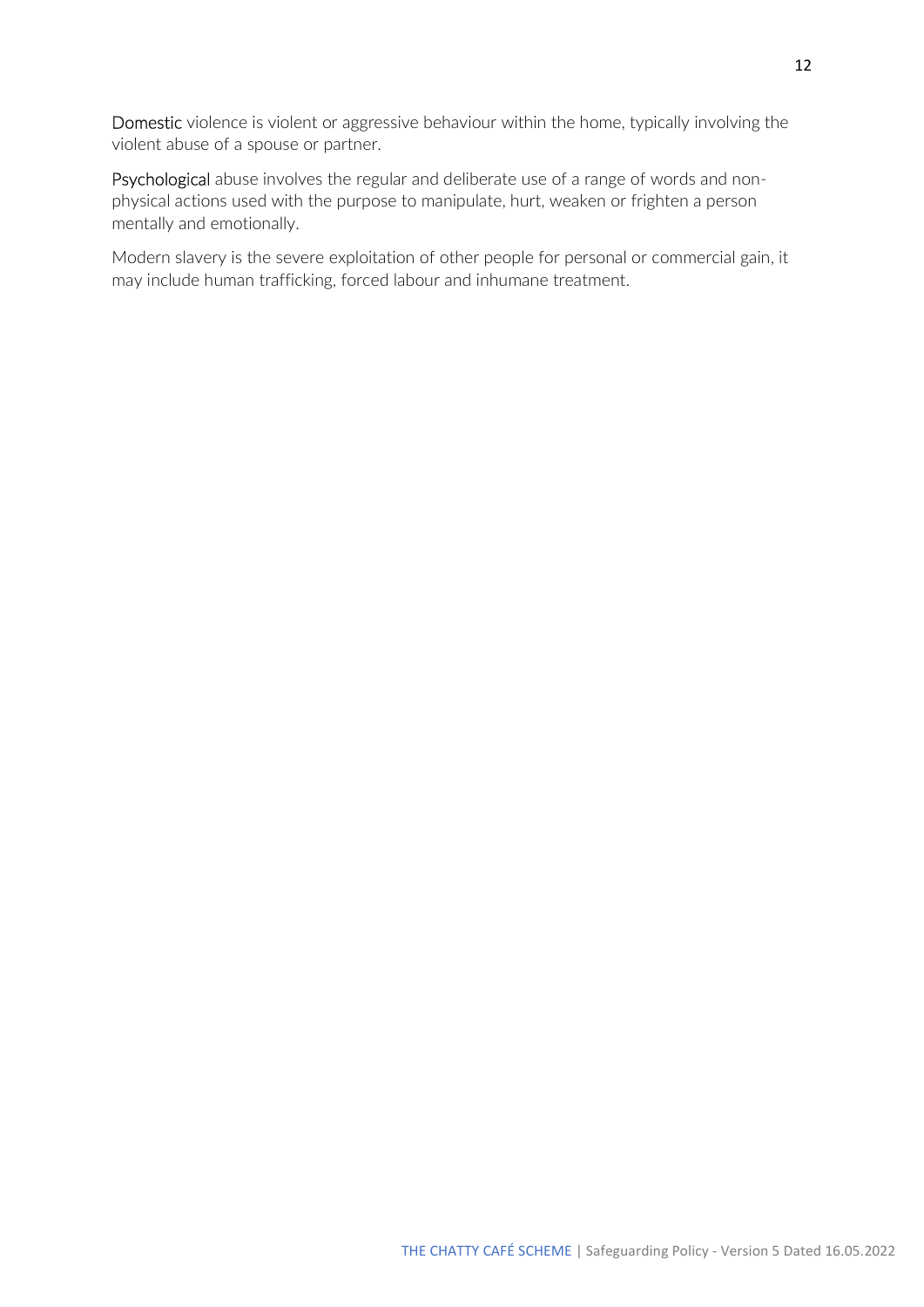Domestic violence is violent or aggressive behaviour within the home, typically involving the violent abuse of a spouse or partner.

Psychological abuse involves the regular and deliberate use of a range of words and non-physical actions used with the purpose to manipulate, hurt, weaken or frighten a person mentally and emotionally.

Modern slavery is the severe exploitation of other people for personal or commercial gain, it may include human trafficking, forced labour and inhumane treatment.